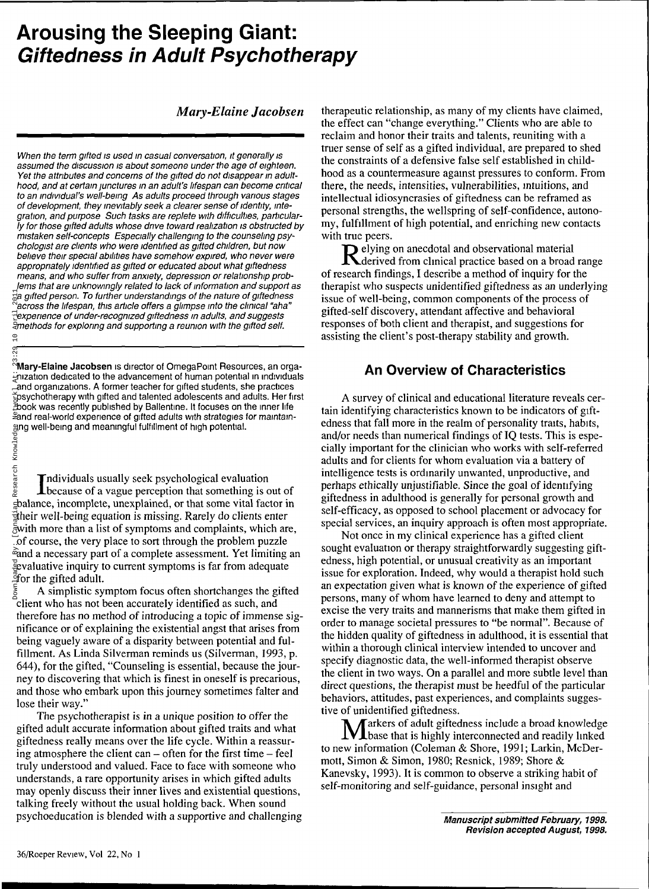# Arousing the Sleeping Giant: *Giftedness in Adult Psychotherapy*

*Mary-Elaine Jacobsen*

*When the term gifted is used in casual conversation, it generally is assumed the discussion is about someone under the age of eighteen. Yet the attributes and concerns of the gifted do not disappear in adulthood, and at certain junctures in an adult's lifespan can become critical to an individual's well-being. As adults proceed through various stages of development, they inevitably seek a clearer sense of identity, integration, and purpose. Such tasks are replete with difficulties, particularly for those gifted adults whose drive toward realization is obstructed by mistaken self-concepts. Especially challenging to the counseling psychologist are clients who were identified as gifted children, but now believe their special abilities have somehow expired, who never were appropriately identified as gifted or educated about what giftedness means, and who suffer from anxiety, depression or relationship problems that are unknowingly related to lack of information and support as a gifted person. To further understandings of the nature of giftedness across the lifespan, this article offers a glimpse into the clinical "aha" experience of under-recognized giftedness in adults, and suggests methods for exploring and supporting a reunion with the gifted self.*

**Mary-Elaine Jacobsen** is director of OmegaPoint Resources, an organization dedicated to the advancement of human potential in individuals and organizations. A former teacher for gifted students, she practices psychotherapy with gifted and talented adolescents and adults. Her first book was recently published by Ballentine. It focuses on the inner life and real-world experience of gifted adults with strategies for maintaining well-being and meaningful fulfillment of high potential.

Individuals usually seek psychological evaluation because of a vague perception that something is out of balance, incomplete, unexplained, or that some vital factor in their well-being equation is missing. Rarely do clients enter with more than a list of symptoms and complaints, which are, of course, the very place to sort through the problem puzzle and a necessary part of a complete assessment. Yet limiting an evaluative inquiry to current symptoms is far from adequate for the gifted adult.

A simplistic symptom focus often shortchanges the gifted client who has not been accurately identified as such, and therefore has no method of introducing a topic of immense significance or of explaining the existential angst that arises from being vaguely aware of a disparity between potential and fulfillment. As Linda Silverman reminds us (Silverman, 1993, p. 644), for the gifted, "Counseling is essential, because the journey to discovering that which is finest in oneself is precarious, and those who embark upon this journey sometimes falter and lose their way."

The psychotherapist is in a unique position to offer the gifted adult accurate information about gifted traits and what giftedness really means over the life cycle. Within a reassuring atmosphere the client can – often for the first time – feel truly understood and valued. Face to face with someone who understands, a rare opportunity arises in which gifted adults may openly discuss their inner lives and existential questions, talking freely without the usual holding back. When sound psychoeducation is blended with a supportive and challenging therapeutic relationship, as many of my clients have claimed, the effect can "change everything." Clients who are able to reclaim and honor their traits and talents, reuniting with a truer sense of self as a gifted individual, are prepared to shed the constraints of a defensive false self established in childhood as a countermeasure against pressures to conform. From there, the needs, intensities, vulnerabilities, intuitions, and intellectual idiosyncrasies of giftedness can be reframed as personal strengths, the wellspring of self-confidence, autonomy, fulfillment of high potential, and enriching new contacts with true peers.

Relying on anecdotal and observational material derived from clinical practice based on a broad range of research findings, I describe a method of inquiry for the therapist who suspects unidentified giftedness as an underlying issue of well-being, common components of the process of gifted-self discovery, attendant affective and behavioral responses of both client and therapist, and suggestions for assisting the client's post-therapy stability and growth.

## An Overview of Characteristics

A survey of clinical and educational literature reveals certain identifying characteristics known to be indicators of giftedness that fall more in the realm of personality traits, habits, and/or needs than numerical findings of IQ tests. This is especially important for the clinician who works with self-referred adults and for clients for whom evaluation via a battery of intelligence tests is ordinarily unwanted, unproductive, and perhaps ethically unjustifiable. Since the goal of identifying giftedness in adulthood is generally for personal growth and self-efficacy, as opposed to school placement or advocacy for special services, an inquiry approach is often most appropriate.

Not once in my clinical experience has a gifted client sought evaluation or therapy straightforwardly suggesting giftedness, high potential, or unusual creativity as an important issue for exploration. Indeed, why would a therapist hold such an expectation given what is known of the experience of gifted persons, many of whom have learned to deny and attempt to excise the very traits and mannerisms that make them gifted in order to manage societal pressures to "be normal". Because of the hidden quality of giftedness in adulthood, it is essential that within a thorough clinical interview intended to uncover and specify diagnostic data, the well-informed therapist observe the client in two ways. On a parallel and more subtle level than direct questions, the therapist must be heedful of the particular behaviors, attitudes, past experiences, and complaints suggestive of unidentified giftedness.

Markers of adult giftedness include a broad knowledge base that is highly interconnected and readily linked to new information (Coleman & Shore, 1991; Larkin, McDermott, Simon & Simon, 1980; Resnick, 1989; Shore & Kanevsky, 1993). It is common to observe a striking habit of self-monitoring and self-guidance, personal insight and

***Manuscript submitted February, 1998.***
***Revision accepted August, 1998.***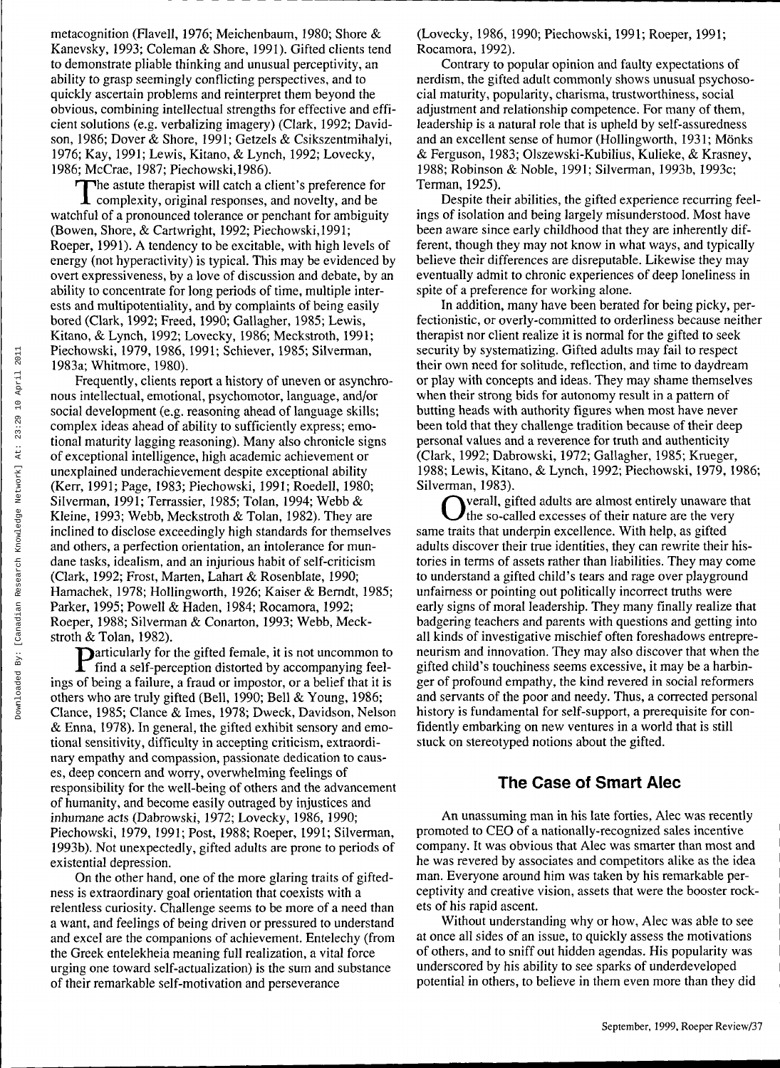metacognition (Flavell, 1976; Meichenbaum, 1980; Shore & Kanevsky, 1993; Coleman & Shore, 1991). Gifted clients tend to demonstrate pliable thinking and unusual perceptivity, an ability to grasp seemingly conflicting perspectives, and to quickly ascertain problems and reinterpret them beyond the obvious, combining intellectual strengths for effective and efficient solutions (e.g. verbalizing imagery) (Clark, 1992; Davidson, 1986; Dover & Shore, 1991; Getzels & Csikszentmihalyi, 1976; Kay, 1991; Lewis, Kitano, & Lynch, 1992; Lovecky, 1986; McCrae, 1987; Piechowski,1986).

The astute therapist will catch a client's preference for complexity, original responses, and novelty, and be watchful of a pronounced tolerance or penchant for ambiguity (Bowen, Shore, & Cartwright, 1992; Piechowski,1991; Roeper, 1991). A tendency to be excitable, with high levels of energy (not hyperactivity) is typical. This may be evidenced by overt expressiveness, by a love of discussion and debate, by an ability to concentrate for long periods of time, multiple interests and multipotentiality, and by complaints of being easily bored (Clark, 1992; Freed, 1990; Gallagher, 1985; Lewis, Kitano, & Lynch, 1992; Lovecky, 1986; Meckstroth, 1991; Piechowski, 1979, 1986, 1991; Schiever, 1985; Silverman, 1983a; Whitmore, 1980).

Frequently, clients report a history of uneven or asynchronous intellectual, emotional, psychomotor, language, and/or social development (e.g. reasoning ahead of language skills; complex ideas ahead of ability to sufficiently express; emotional maturity lagging reasoning). Many also chronicle signs of exceptional intelligence, high academic achievement or unexplained underachievement despite exceptional ability (Kerr, 1991; Page, 1983; Piechowski, 1991; Roedell, 1980; Silverman, 1991; Terrassier, 1985; Tolan, 1994; Webb & Kleine, 1993; Webb, Meckstroth & Tolan, 1982). They are inclined to disclose exceedingly high standards for themselves and others, a perfection orientation, an intolerance for mundane tasks, idealism, and an injurious habit of self-criticism (Clark, 1992; Frost, Marten, Lahart & Rosenblate, 1990; Hamachek, 1978; Hollingworth, 1926; Kaiser & Berndt, 1985; Parker, 1995; Powell & Haden, 1984; Rocamora, 1992; Roeper, 1988; Silverman & Conarton, 1993; Webb, Meckstroth & Tolan, 1982).

Particularly for the gifted female, it is not uncommon to find a self-perception distorted by accompanying feelings of being a failure, a fraud or impostor, or a belief that it is others who are truly gifted (Bell, 1990; Bell & Young, 1986; Clance, 1985; Clance & Imes, 1978; Dweck, Davidson, Nelson & Enna, 1978). In general, the gifted exhibit sensory and emotional sensitivity, difficulty in accepting criticism, extraordinary empathy and compassion, passionate dedication to causes, deep concern and worry, overwhelming feelings of responsibility for the well-being of others and the advancement of humanity, and become easily outraged by injustices and inhumane acts (Dabrowski, 1972; Lovecky, 1986, 1990; Piechowski, 1979, 1991; Post, 1988; Roeper, 1991; Silverman, 1993b). Not unexpectedly, gifted adults are prone to periods of existential depression.

On the other hand, one of the more glaring traits of giftedness is extraordinary goal orientation that coexists with a relentless curiosity. Challenge seems to be more of a need than a want, and feelings of being driven or pressured to understand and excel are the companions of achievement. Entelechy (from the Greek entelekheia meaning full realization, a vital force urging one toward self-actualization) is the sum and substance of their remarkable self-motivation and perseverance (Lovecky, 1986, 1990; Piechowski, 1991; Roeper, 1991; Rocamora, 1992).

Contrary to popular opinion and faulty expectations of nerdism, the gifted adult commonly shows unusual psychosocial maturity, popularity, charisma, trustworthiness, social adjustment and relationship competence. For many of them, leadership is a natural role that is upheld by self-assuredness and an excellent sense of humor (Hollingworth, 1931; Mönks & Ferguson, 1983; Olszewski-Kubilius, Kulieke, & Krasney, 1988; Robinson & Noble, 1991; Silverman, 1993b, 1993c; Terman, 1925).

Despite their abilities, the gifted experience recurring feelings of isolation and being largely misunderstood. Most have been aware since early childhood that they are inherently different, though they may not know in what ways, and typically believe their differences are disreputable. Likewise they may eventually admit to chronic experiences of deep loneliness in spite of a preference for working alone.

In addition, many have been berated for being picky, perfectionistic, or overly-committed to orderliness because neither therapist nor client realize it is normal for the gifted to seek security by systematizing. Gifted adults may fail to respect their own need for solitude, reflection, and time to daydream or play with concepts and ideas. They may shame themselves when their strong bids for autonomy result in a pattern of butting heads with authority figures when most have never been told that they challenge tradition because of their deep personal values and a reverence for truth and authenticity (Clark, 1992; Dabrowski, 1972; Gallagher, 1985; Krueger, 1988; Lewis, Kitano, & Lynch, 1992; Piechowski, 1979, 1986; Silverman, 1983).

Overall, gifted adults are almost entirely unaware that the so-called excesses of their nature are the very same traits that underpin excellence. With help, as gifted adults discover their true identities, they can rewrite their histories in terms of assets rather than liabilities. They may come to understand a gifted child's tears and rage over playground unfairness or pointing out politically incorrect truths were early signs of moral leadership. They many finally realize that badgering teachers and parents with questions and getting into all kinds of investigative mischief often foreshadows entrepreneurism and innovation. They may also discover that when the gifted child's touchiness seems excessive, it may be a harbinger of profound empathy, the kind revered in social reformers and servants of the poor and needy. Thus, a corrected personal history is fundamental for self-support, a prerequisite for confidently embarking on new ventures in a world that is still stuck on stereotyped notions about the gifted.

## The Case of Smart Alec

An unassuming man in his late forties, Alec was recently promoted to CEO of a nationally-recognized sales incentive company. It was obvious that Alec was smarter than most and he was revered by associates and competitors alike as the idea man. Everyone around him was taken by his remarkable perceptivity and creative vision, assets that were the booster rockets of his rapid ascent.

Without understanding why or how, Alec was able to see at once all sides of an issue, to quickly assess the motivations of others, and to sniff out hidden agendas. His popularity was underscored by his ability to see sparks of underdeveloped potential in others, to believe in them even more than they did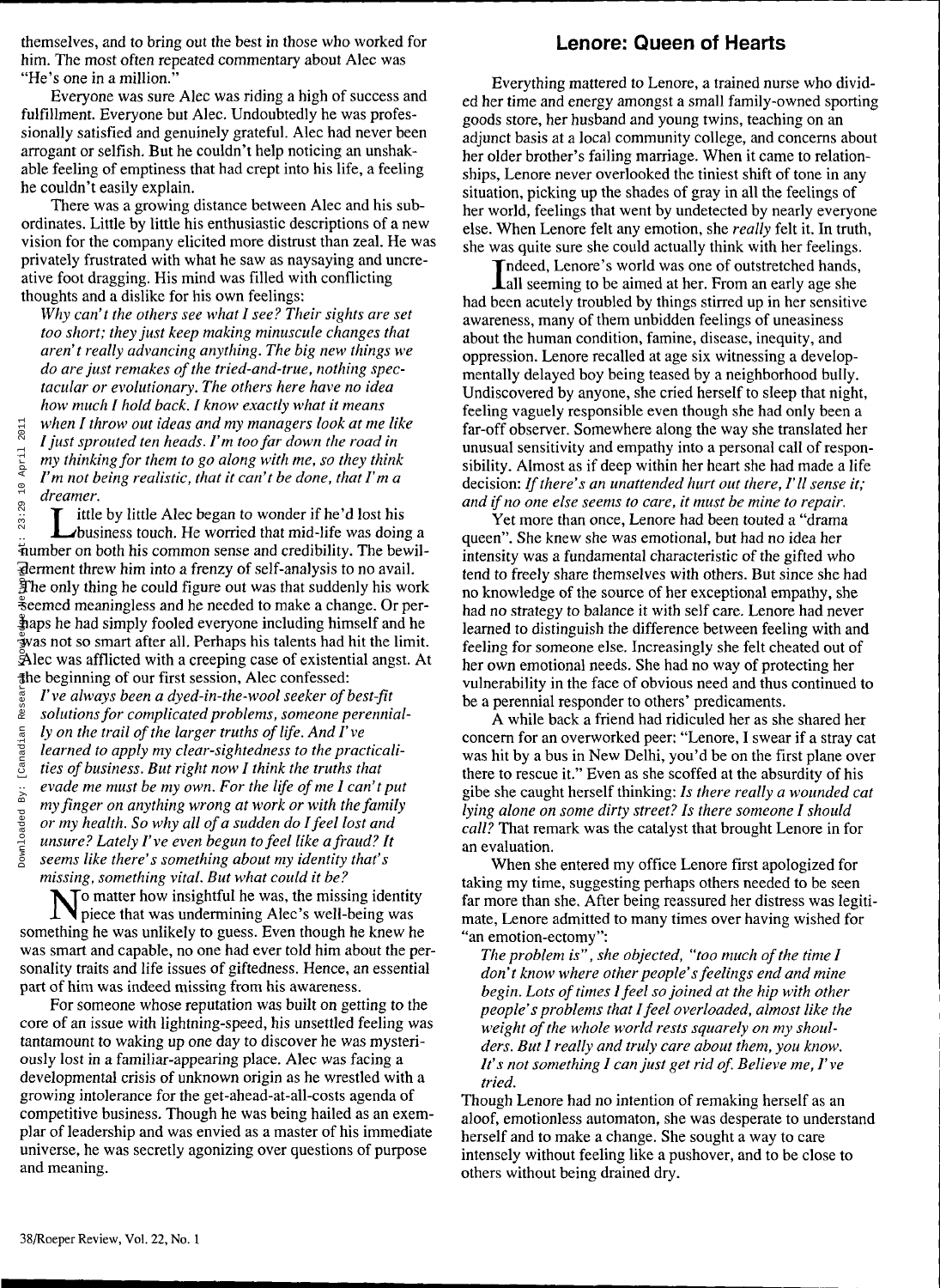themselves, and to bring out the best in those who worked for him. The most often repeated commentary about Alec was "He's one in a million."

Everyone was sure Alec was riding a high of success and fulfillment. Everyone but Alec. Undoubtedly he was professionally satisfied and genuinely grateful. Alec had never been arrogant or selfish. But he couldn't help noticing an unshakable feeling of emptiness that had crept into his life, a feeling he couldn't easily explain.

There was a growing distance between Alec and his subordinates. Little by little his enthusiastic descriptions of a new vision for the company elicited more distrust than zeal. He was privately frustrated with what he saw as naysaying and uncreative foot dragging. His mind was filled with conflicting thoughts and a dislike for his own feelings:

> *Why can't the others see what I see? Their sights are set too short; they just keep making minuscule changes that aren't really advancing anything. The big new things we do are just remakes of the tried-and-true, nothing spectacular or evolutionary. The others here have no idea how much I hold back. I know exactly what it means when I throw out ideas and my managers look at me like I just sprouted ten heads. I'm too far down the road in my thinking for them to go along with me, so they think I'm not being realistic, that it can't be done, that I'm a dreamer.*

Little by little Alec began to wonder if he'd lost his business touch. He worried that mid-life was doing a number on both his common sense and credibility. The bewilderment threw him into a frenzy of self-analysis to no avail. The only thing he could figure out was that suddenly his work seemed meaningless and he needed to make a change. Or perhaps he had simply fooled everyone including himself and he was not so smart after all. Perhaps his talents had hit the limit. Alec was afflicted with a creeping case of existential angst. At the beginning of our first session, Alec confessed:

> *I've always been a dyed-in-the-wool seeker of best-fit solutions for complicated problems, someone perennially on the trail of the larger truths of life. And I've learned to apply my clear-sightedness to the practicalities of business. But right now I think the truths that evade me must be my own. For the life of me I can't put my finger on anything wrong at work or with the family or my health. So why all of a sudden do I feel lost and unsure? Lately I've even begun to feel like a fraud? It seems like there's something about my identity that's missing, something vital. But what could it be?*

No matter how insightful he was, the missing identity piece that was undermining Alec's well-being was something he was unlikely to guess. Even though he knew he was smart and capable, no one had ever told him about the personality traits and life issues of giftedness. Hence, an essential part of him was indeed missing from his awareness.

For someone whose reputation was built on getting to the core of an issue with lightning-speed, his unsettled feeling was tantamount to waking up one day to discover he was mysteriously lost in a familiar-appearing place. Alec was facing a developmental crisis of unknown origin as he wrestled with a growing intolerance for the get-ahead-at-all-costs agenda of competitive business. Though he was being hailed as an exemplar of leadership and was envied as a master of his immediate universe, he was secretly agonizing over questions of purpose and meaning.

## Lenore: Queen of Hearts

Everything mattered to Lenore, a trained nurse who divided her time and energy amongst a small family-owned sporting goods store, her husband and young twins, teaching on an adjunct basis at a local community college, and concerns about her older brother's failing marriage. When it came to relationships, Lenore never overlooked the tiniest shift of tone in any situation, picking up the shades of gray in all the feelings of her world, feelings that went by undetected by nearly everyone else. When Lenore felt any emotion, she *really* felt it. In truth, she was quite sure she could actually think with her feelings.

Indeed, Lenore's world was one of outstretched hands, all seeming to be aimed at her. From an early age she had been acutely troubled by things stirred up in her sensitive awareness, many of them unbidden feelings of uneasiness about the human condition, famine, disease, inequity, and oppression. Lenore recalled at age six witnessing a developmentally delayed boy being teased by a neighborhood bully. Undiscovered by anyone, she cried herself to sleep that night, feeling vaguely responsible even though she had only been a far-off observer. Somewhere along the way she translated her unusual sensitivity and empathy into a personal call of responsibility. Almost as if deep within her heart she had made a life decision: *If there's an unattended hurt out there, I'll sense it; and if no one else seems to care, it must be mine to repair.*

Yet more than once, Lenore had been touted a "drama queen". She knew she was emotional, but had no idea her intensity was a fundamental characteristic of the gifted who tend to freely share themselves with others. But since she had no knowledge of the source of her exceptional empathy, she had no strategy to balance it with self care. Lenore had never learned to distinguish the difference between feeling with and feeling for someone else. Increasingly she felt cheated out of her own emotional needs. She had no way of protecting her vulnerability in the face of obvious need and thus continued to be a perennial responder to others' predicaments.

A while back a friend had ridiculed her as she shared her concern for an overworked peer: "Lenore, I swear if a stray cat was hit by a bus in New Delhi, you'd be on the first plane over there to rescue it." Even as she scoffed at the absurdity of his gibe she caught herself thinking: *Is there really a wounded cat lying alone on some dirty street? Is there someone I should call?* That remark was the catalyst that brought Lenore in for an evaluation.

When she entered my office Lenore first apologized for taking my time, suggesting perhaps others needed to be seen far more than she. After being reassured her distress was legitimate, Lenore admitted to many times over having wished for "an emotion-ectomy":

> *The problem is", she objected, "too much of the time I don't know where other people's feelings end and mine begin. Lots of times I feel so joined at the hip with other people's problems that I feel overloaded, almost like the weight of the whole world rests squarely on my shoulders. But I really and truly care about them, you know. It's not something I can just get rid of. Believe me, I've tried.*

Though Lenore had no intention of remaking herself as an aloof, emotionless automaton, she was desperate to understand herself and to make a change. She sought a way to care intensely without feeling like a pushover, and to be close to others without being drained dry.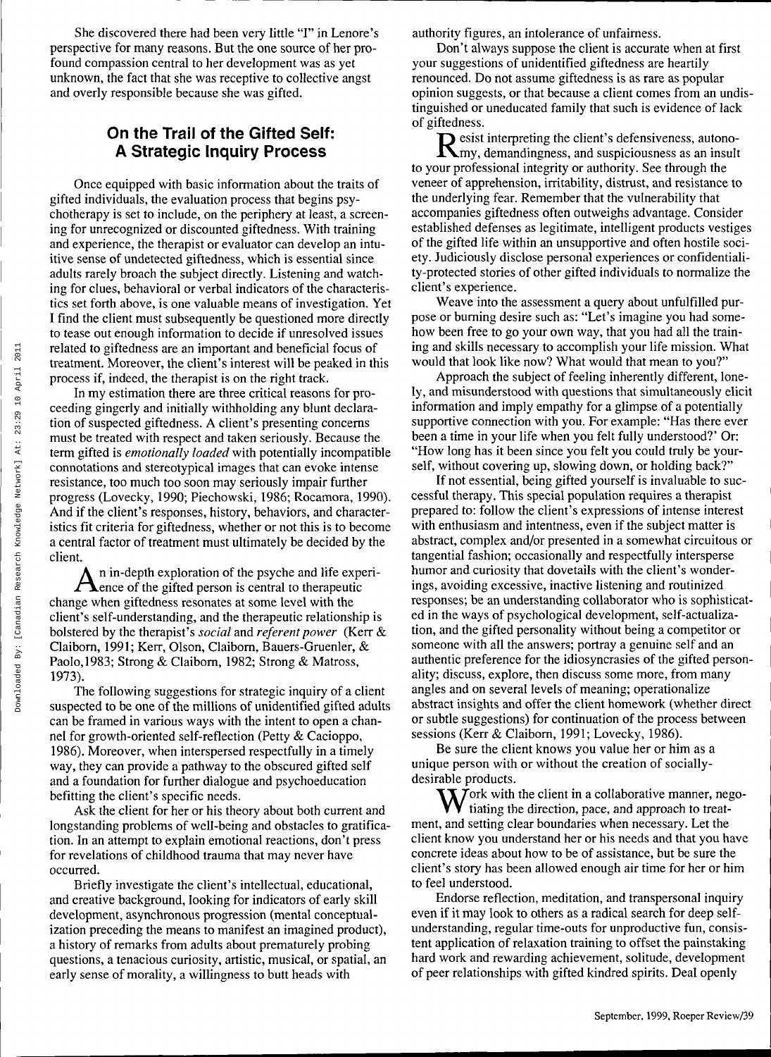She discovered there had been very little "I" in Lenore's perspective for many reasons. But the one source of her profound compassion central to her development was as yet unknown, the fact that she was receptive to collective angst and overly responsible because she was gifted.

## On the Trail of the Gifted Self: A Strategic Inquiry Process

Once equipped with basic information about the traits of gifted individuals, the evaluation process that begins psychotherapy is set to include, on the periphery at least, a screening for unrecognized or discounted giftedness. With training and experience, the therapist or evaluator can develop an intuitive sense of undetected giftedness, which is essential since adults rarely broach the subject directly. Listening and watching for clues, behavioral or verbal indicators of the characteristics set forth above, is one valuable means of investigation. Yet I find the client must subsequently be questioned more directly to tease out enough information to decide if unresolved issues related to giftedness are an important and beneficial focus of treatment. Moreover, the client's interest will be peaked in this process if, indeed, the therapist is on the right track.

In my estimation there are three critical reasons for proceeding gingerly and initially withholding any blunt declaration of suspected giftedness. A client's presenting concerns must be treated with respect and taken seriously. Because the term gifted is *emotionally loaded* with potentially incompatible connotations and stereotypical images that can evoke intense resistance, too much too soon may seriously impair further progress (Lovecky, 1990; Piechowski, 1986; Rocamora, 1990). And if the client's responses, history, behaviors, and characteristics fit criteria for giftedness, whether or not this is to become a central factor of treatment must ultimately be decided by the client.

An in-depth exploration of the psyche and life experience of the gifted person is central to therapeutic change when giftedness resonates at some level with the client's self-understanding, and the therapeutic relationship is bolstered by the therapist's *social* and *referent power* (Kerr & Claiborn, 1991; Kerr, Olson, Claiborn, Bauers-Gruenler, & Paolo, 1983; Strong & Claiborn, 1982; Strong & Matross, 1973).

The following suggestions for strategic inquiry of a client suspected to be one of the millions of unidentified gifted adults can be framed in various ways with the intent to open a channel for growth-oriented self-reflection (Petty & Cacioppo, 1986). Moreover, when interspersed respectfully in a timely way, they can provide a pathway to the obscured gifted self and a foundation for further dialogue and psychoeducation befitting the client's specific needs.

Ask the client for her or his theory about both current and longstanding problems of well-being and obstacles to gratification. In an attempt to explain emotional reactions, don't press for revelations of childhood trauma that may never have occurred.

Briefly investigate the client's intellectual, educational, and creative background, looking for indicators of early skill development, asynchronous progression (mental conceptualization preceding the means to manifest an imagined product), a history of remarks from adults about prematurely probing questions, a tenacious curiosity, artistic, musical, or spatial, an early sense of morality, a willingness to butt heads with authority figures, an intolerance of unfairness.

Don't always suppose the client is accurate when at first your suggestions of unidentified giftedness are heartily renounced. Do not assume giftedness is as rare as popular opinion suggests, or that because a client comes from an undistinguished or uneducated family that such is evidence of lack of giftedness.

Resist interpreting the client's defensiveness, autonomy, demandingness, and suspiciousness as an insult to your professional integrity or authority. See through the veneer of apprehension, irritability, distrust, and resistance to the underlying fear. Remember that the vulnerability that accompanies giftedness often outweighs advantage. Consider established defenses as legitimate, intelligent products vestiges of the gifted life within an unsupportive and often hostile society. Judiciously disclose personal experiences or confidentiality-protected stories of other gifted individuals to normalize the client's experience.

Weave into the assessment a query about unfulfilled purpose or burning desire such as: "Let's imagine you had somehow been free to go your own way, that you had all the training and skills necessary to accomplish your life mission. What would that look like now? What would that mean to you?"

Approach the subject of feeling inherently different, lonely, and misunderstood with questions that simultaneously elicit information and imply empathy for a glimpse of a potentially supportive connection with you. For example: "Has there ever been a time in your life when you felt fully understood?' Or: "How long has it been since you felt you could truly be yourself, without covering up, slowing down, or holding back?"

If not essential, being gifted yourself is invaluable to successful therapy. This special population requires a therapist prepared to: follow the client's expressions of intense interest with enthusiasm and intentness, even if the subject matter is abstract, complex and/or presented in a somewhat circuitous or tangential fashion; occasionally and respectfully intersperse humor and curiosity that dovetails with the client's wonderings, avoiding excessive, inactive listening and routinized responses; be an understanding collaborator who is sophisticated in the ways of psychological development, self-actualization, and the gifted personality without being a competitor or someone with all the answers; portray a genuine self and an authentic preference for the idiosyncrasies of the gifted personality; discuss, explore, then discuss some more, from many angles and on several levels of meaning; operationalize abstract insights and offer the client homework (whether direct or subtle suggestions) for continuation of the process between sessions (Kerr & Claiborn, 1991; Lovecky, 1986).

Be sure the client knows you value her or him as a unique person with or without the creation of socially-desirable products.

Work with the client in a collaborative manner, negotiating the direction, pace, and approach to treatment, and setting clear boundaries when necessary. Let the client know you understand her or his needs and that you have concrete ideas about how to be of assistance, but be sure the client's story has been allowed enough air time for her or him to feel understood.

Endorse reflection, meditation, and transpersonal inquiry even if it may look to others as a radical search for deep self-understanding, regular time-outs for unproductive fun, consistent application of relaxation training to offset the painstaking hard work and rewarding achievement, solitude, development of peer relationships with gifted kindred spirits. Deal openly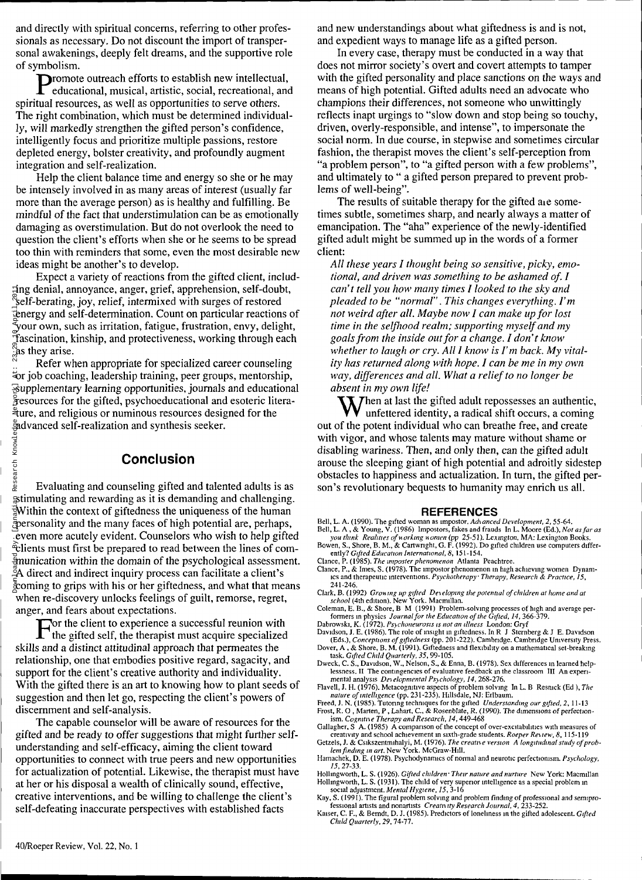and directly with spiritual concerns, referring to other professionals as necessary. Do not discount the import of transpersonal awakenings, deeply felt dreams, and the supportive role of symbolism.

Promote outreach efforts to establish new intellectual, educational, musical, artistic, social, recreational, and spiritual resources, as well as opportunities to serve others. The right combination, which must be determined individually, will markedly strengthen the gifted person's confidence, intelligently focus and prioritize multiple passions, restore depleted energy, bolster creativity, and profoundly augment integration and self-realization.

Help the client balance time and energy so she or he may be intensely involved in as many areas of interest (usually far more than the average person) as is healthy and fulfilling. Be mindful of the fact that understimulation can be as emotionally damaging as overstimulation. But do not overlook the need to question the client's efforts when she or he seems to be spread too thin with reminders that some, even the most desirable new ideas might be another's to develop.

Expect a variety of reactions from the gifted client, including denial, annoyance, anger, grief, apprehension, self-doubt, self-berating, joy, relief, intermixed with surges of restored energy and self-determination. Count on particular reactions of your own, such as irritation, fatigue, frustration, envy, delight, fascination, kinship, and protectiveness, working through each as they arise.

Refer when appropriate for specialized career counseling or job coaching, leadership training, peer groups, mentorship, supplementary learning opportunities, journals and educational resources for the gifted, psychoeducational and esoteric literature, and religious or numinous resources designed for the advanced self-realization and synthesis seeker.

## Conclusion

Evaluating and counseling gifted and talented adults is as stimulating and rewarding as it is demanding and challenging. Within the context of giftedness the uniqueness of the human personality and the many faces of high potential are, perhaps, even more acutely evident. Counselors who wish to help gifted clients must first be prepared to read between the lines of communication within the domain of the psychological assessment. A direct and indirect inquiry process can facilitate a client's coming to grips with his or her giftedness, and what that means when re-discovery unlocks feelings of guilt, remorse, regret, anger, and fears about expectations.

For the client to experience a successful reunion with the gifted self, the therapist must acquire specialized skills and a distinct attitudinal approach that permeates the relationship, one that embodies positive regard, sagacity, and support for the client's creative authority and individuality. With the gifted there is an art to knowing how to plant seeds of suggestion and then let go, respecting the client's powers of discernment and self-analysis.

The capable counselor will be aware of resources for the gifted and be ready to offer suggestions that might further self-understanding and self-efficacy, aiming the client toward opportunities to connect with true peers and new opportunities for actualization of potential. Likewise, the therapist must have at her or his disposal a wealth of clinically sound, effective, creative interventions, and be willing to challenge the client's self-defeating inaccurate perspectives with established facts and new understandings about what giftedness is and is not, and expedient ways to manage life as a gifted person.

In every case, therapy must be conducted in a way that does not mirror society's overt and covert attempts to tamper with the gifted personality and place sanctions on the ways and means of high potential. Gifted adults need an advocate who champions their differences, not someone who unwittingly reflects inapt urgings to "slow down and stop being so touchy, driven, overly-responsible, and intense", to impersonate the social norm. In due course, in stepwise and sometimes circular fashion, the therapist moves the client's self-perception from "a problem person", to "a gifted person with a few problems", and ultimately to " a gifted person prepared to prevent problems of well-being".

The results of suitable therapy for the gifted are sometimes subtle, sometimes sharp, and nearly always a matter of emancipation. The "aha" experience of the newly-identified gifted adult might be summed up in the words of a former client:

*All these years I thought being so sensitive, picky, emotional, and driven was something to be ashamed of. I can't tell you how many times I looked to the sky and pleaded to be "normal". This changes everything. I'm not weird after all. Maybe now I can make up for lost time in the selfhood realm; supporting myself and my goals from the inside out for a change. I don't know whether to laugh or cry. All I know is I'm back. My vitality has returned along with hope. I can be me in my own way, differences and all. What a relief to no longer be absent in my own life!*

When at last the gifted adult repossesses an authentic, unfettered identity, a radical shift occurs, a coming out of the potent individual who can breathe free, and create with vigor, and whose talents may mature without shame or disabling wariness. Then, and only then, can the gifted adult arouse the sleeping giant of high potential and adroitly sidestep obstacles to happiness and actualization. In turn, the gifted person's revolutionary bequests to humanity may enrich us all.

## REFERENCES

Bell, L. A. (1990). The gifted woman as impostor. *Advanced Development, 2*, 55-64.

Bell, L. A., & Young, V. (1986) Impostors, fakes and frauds In L. Moore (Ed.), *Not as far as you think Realities of working women* (pp 25-51). Lexington, MA: Lexington Books.

Bowen, S., Shore, B. M., & Cartwright, G. F. (1992). Do gifted children use computers differently? *Gifted Education International, 8*, 151-154.

Clance, P. (1985). *The imposter phenomenon* Atlanta Peachtree.

Clance, P., & Imes, S. (1978). The impostor phenomenon in high achieving women Dynamics and therapeutic interventions. *Psychotherapy: Therapy, Research & Practice, 15*, 241-246.

Clark, B. (1992) *Growing up gifted Developing the potential of children at home and at school* (4th edition). New York. Macmillan.

Coleman, E. B., & Shore, B M (1991) Problem-solving processes of high and average performers in physics *Journal for the Education of the Gifted, 14*, 366-379.

Dabrowski, K. (1972). *Psychoneurosis is not an illness* London: Gryf

Davidson, J. E. (1986). The role of insight in giftedness. In R J Sternberg & J E. Davidson (Eds.), *Conceptions of giftedness* (pp. 201-222). Cambridge. Cambridge University Press.

Dover, A., & Shore, B. M. (1991). Giftedness and flexibility on a mathematical set-breaking task. *Gifted Child Quarterly, 35*, 99-105.

Dweck, C. S., Davidson, W., Nelson, S., & Enna, B. (1978). Sex differences in learned helplessness. II The contingencies of evaluative feedback in the classroom III An experimental analysis *Developmental Psychology, 14*, 268-276.

Flavell, J. H. (1976). Metacognitive aspects of problem solving In L. B Resnick (Ed ), *The nature of intelligence* (pp. 231-235). Hillsdale, NJ: Erlbaum.

Freed, J. N. (1985). Tutoring techniques for the gifted *Understanding our gifted, 2*, 11-13

Frost, R. O , Marten, P , Lahart, C., & Rosenblate, R. (1990). The dimensions of perfectionism. *Cognitive Therapy and Research, 14*, 449-468

Gallagher, S A. (1985) A comparison of the concept of over-excitabilities with measures of creativity and school achievement in sixth-grade students. *Roeper Review, 8*, 115-119

Getzels, J. & Csikszentmihalyi, M. (1976). *The creative version A longitudinal study of problem finding in art*. New York. McGraw-Hill.

Hamachek, D. E. (1978). Psychodynamics of normal and neurotic perfectionism. *Psychology, 15*, 27-33.

Hollingworth, L. S. (1926). *Gifted children: Their nature and nurture* New York: Macmillan

Hollingworth, L. S. (1931). The child of very superior intelligence as a special problem in social adjustment. *Mental Hygiene, 15*, 3-16

Kay, S. (1991). The figural problem solving and problem finding of professional and semiprofessional artists and nonartists *Creativity Research Journal, 4*, 233-252.

Kaiser, C. F., & Berndt, D. J. (1985). Predictors of loneliness in the gifted adolescent. *Gifted Child Quarterly, 29*, 74-77.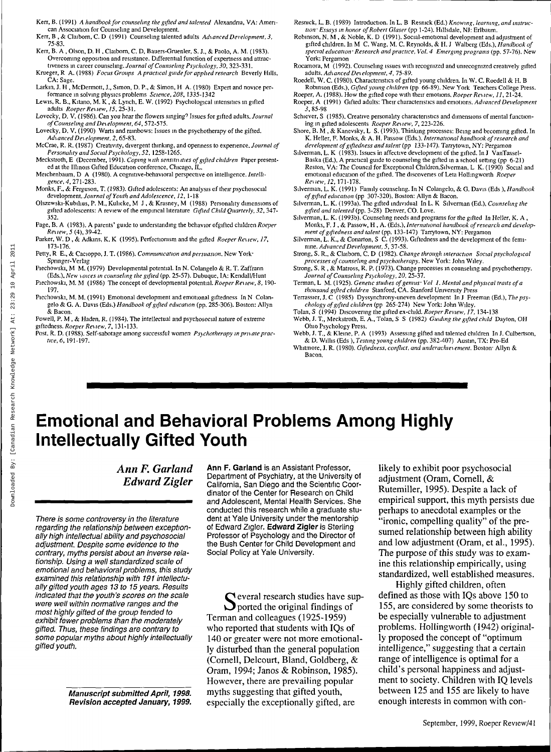Kerr, B. (1991) *A handbook for counseling the gifted and talented* Alexandria, VA: American Association for Counseling and Development.

Kerr, B , & Claiborn, C. D (1991) Counseling talented adults *Advanced Development, 3,* 75-83.

Kerr, B. A , Olson, D. H , Claiborn, C. D, Bauers-Gruenler, S. J., & Paolo, A. M. (1983). Overcoming opposition and resistance. Differential function of expertness and attractiveness in career counseling. *Journal of Counseling Psychology, 30,* 323-331.

Krueger, R A. (1988) *Focus Groups A practical guide for applied research* Beverly Hills, CA: Sage.

Larkin, J. H , McDermott, J., Simon, D. P., & Simon, H A. (1980) Expert and novice performance in solving physics problems *Science, 208,* 1335-1342

Lewis, R. B., Kitano, M. K , & Lynch, E. W. (1992) Psychological intensities in gifted adults *Roeper Review, 15,* 25-31.

Lovecky, D. V. (1986). Can you hear the flowers singing? Issues for gifted adults. *Journal of Counseling and Development, 64,* 572-575.

Lovecky, D. V. (1990) Warts and rainbows: Issues in the psychotherapy of the gifted. *Advanced Development, 2,* 65-83.

McCrae, R. R. (1987) Creativity, divergent thinking, and openness to experience. *Journal of Personality and Social Psychology, 52,* 1258-1265.

Meckstroth, E (December, 1991). *Coping with sensitivities of gifted children* Paper presented at the Illinois Gifted Education conference, Chicago, IL.

Meichenbaum, D A (1980). A cognitive-behavioral perspective on intelligence. *Intelligence, 4,* 271-283.

Monks, F., & Ferguson, T. (1983). Gifted adolescents: An analysis of their psychosocial development. *Journal of Youth and Adolescence, 12,* 1-18

Olszewski-Kubilius, P. M., Kulieke, M J , & Krasney, M (1988) Personality dimensions of gifted adolescents: A review of the empirical literature *Gifted Child Quarterly, 32,* 347-352.

Page, B. A (1983). A parents' guide to understanding the behavior of gifted children *Roeper Review, 5* (4), 39-42.

Parker, W. D , & Adkins, K. K (1995). Perfectionism and the gifted *Roeper Review, 17,* 173-176.

Petty, R E., & Cacioppo, J. T. (1986). *Communication and persuasion.* New York: Springer-Verlag

Piechowski, M M. (1979) Developmental potential. In N. Colangelo & R. T. Zaffrann (Eds.), *New voices in counseling the gifted* (pp. 25-57). Dubuque, IA: Kendall/Hunt

Piechowski, M. M (1986) The concept of developmental potential. *Roeper Review, 8,* 190-197.

Piechowski, M. M. (1991) Emotional development and emotional giftedness In N Colangelo & G. A. Davis (Eds.) *Handbook of gifted education* (pp. 285-306). Boston: Allyn & Bacon.

Powell, P. M , & Haden, R. (1984). The intellectual and psychosocial nature of extreme giftedness. *Roeper Review, 7,* 131-133.

Post, R. D. (1988). Self-sabotage among successful women *Psychotherapy in private practice, 6,* 191-197.

Resnick, L. B. (1989) Introduction. In L. B Resnick (Ed.) *Knowing, learning, and instruction: Essays in honor of Robert Glaser* (pp 1-24). Hillsdale, NJ: Erlbaum.

Robinson, N. M , & Noble, K. D (1991). Social-emotional development and adjustment of gifted children. In M C. Wang, M. C. Reynolds, & H. J Walberg (Eds.), *Handbook of special education: Research and practice, Vol. 4 Emerging programs* (pp. 57-76). New York: Pergamon

Rocamora, M (1992). Counseling issues with recognized and unrecognized creatively gifted adults. *Advanced Development, 4,* 75-89.

Roedell, W. C. (1980). Characteristics of gifted young children. In W. C. Roedell & H. B Robinson (Eds.), *Gifted young children* (pp 66-89). New York Teachers College Press.

Roeper, A. (1988). How the gifted cope with their emotions. *Roeper Review, 11,* 21-24.

Roeper, A (1991) Gifted adults: Their characteristics and emotions. *Advanced Development 3,* 85-98

Schiever, S (1985). Creative personality characteristics and dimensions of mental functioning in gifted adolescents *Roeper Review, 7,* 223-226.

Shore, B. M , & Kanevsky, L S. (1993). Thinking processes: Being and becoming gifted. In K. Heller, F. Monks, & A. H. Passow (Eds.). *International handbook of research and development of giftedness and talent* (pp 133-147). Tarrytown, NY: Pergamon

Silverman, L. K (1983). Issues in affective development of the gifted. In J VanTassel-Baska (Ed.), A practical guide to counseling the gifted in a school setting (pp 6-21) Reston, VA: The Council for Exceptional Children.Silverman, L K. (1990) Social and emotional education of the gifted. The discoveries of Leta Hollingworth *Roeper Review, 12,* 171-178.

Silverman, L. K. (1991) Family counseling. In N Colangelo, & G. Davis (Eds ), *Handbook of gifted education* (pp 307-320). Boston: Allyn & Bacon.

Silverman, L. K. (1993a). The gifted individual In L. K Silverman (Ed.), *Counseling the gifted and talented* (pp. 3-28) Denver, CO. Love.

Silverman, L. K. (1993b). Counseling needs and programs for the gifted In Heller, K. A , Monks, F. J , & Passow, H , A. (Eds.), *International handbook of research and development of giftedness and talent* (pp. 133-147) Tarrytown, NY: Pergamon

Silverman, L. K., & Conarton, S C. (1993). Giftedness and the development of the feminine. *Advanced Development, 5,* 37-58.

Strong, S. R., & Claiborn, C. D (1982). *Change through interaction Social psychological processes of counseling and psychotherapy.* New York: John Wiley.

Strong, S. R , & Matross, R. P. (1973). Change processes in counseling and psychotherapy. *Journal of Counseling Psychology, 20,* 25-37.

Terman, L M. (1925). *Genetic studies of genius: Vol 1. Mental and physical traits of a thousand gifted children* Stanford, CA. Stanford University Press

Terrassier, J. C (1985) Dyssynchrony-uneven development In J Freeman (Ed.), *The psychology of gifted children* (pp 265-274) New York: John Wiley.

Tolan, S (1994) Discovering the gifted ex-child. *Roeper Review, 17,* 134-138

Webb, J. T., Meckstroth, E. A., Tolan, S S (1982) *Guiding the gifted child* Dayton, OH Ohio Psychology Press.

Webb, J. T., & Kleine, P. A (1993) Assessing gifted and talented children In J. Culbertson, & D. Willis (Eds ), *Testing young children* (pp. 382-407) Austin, TX: Pro-Ed

Whitmore, J. R. (1980). *Giftedness, conflict, and underachievement.* Boston: Allyn & Bacon.

# Emotional and Behavioral Problems Among Highly Intellectually Gifted Youth

***Ann F. Garland***
***Edward Zigler***

*There is some controversy in the literature regarding the relationship between exceptionally high intellectual ability and psychosocial adjustment. Despite some evidence to the contrary, myths persist about an inverse relationship. Using a well standardized scale of emotional and behavioral problems, this study examined this relationship with 191 intellectually gifted youth ages 13 to 15 years. Results indicated that the youth's scores on the scale were well within normative ranges and the most highly gifted of the group tended to exhibit fewer problems than the moderately gifted. Thus, these findings are contrary to some popular myths about highly intellectually gifted youth.*

***Manuscript submitted April, 1998. Revision accepted January, 1999.***

**Ann F. Garland** is an Assistant Professor, Department of Psychiatry, at the University of California, San Diego and the Scientific Coordinator of the Center for Research on Child and Adolescent, Mental Health Services. She conducted this research while a graduate student at Yale University under the mentorship of Edward Zigler. **Edward Zigler** is Sterling Professor of Psychology and the Director of the Bush Center for Child Development and Social Policy at Yale University.

Several research studies have supported the original findings of Terman and colleagues (1925-1959) who reported that students with IQs of 140 or greater were not more emotionally disturbed than the general population (Cornell, Delcourt, Bland, Goldberg, & Oram, 1994; Janos & Robinson, 1985). However, there are prevailing popular myths suggesting that gifted youth, especially the exceptionally gifted, are likely to exhibit poor psychosocial adjustment (Oram, Cornell, & Rutemiller, 1995). Despite a lack of empirical support, this myth persists due perhaps to anecdotal examples or the "ironic, compelling quality" of the presumed relationship between high ability and low adjustment (Oram, et al., 1995). The purpose of this study was to examine this relationship empirically, using standardized, well established measures.

Highly gifted children, often defined as those with IQs above 150 to 155, are considered by some theorists to be especially vulnerable to adjustment problems. Hollingworth (1942) originally proposed the concept of "optimum intelligence," suggesting that a certain range of intelligence is optimal for a child's personal happiness and adjustment to society. Children with IQ levels between 125 and 155 are likely to have enough interests in common with con-